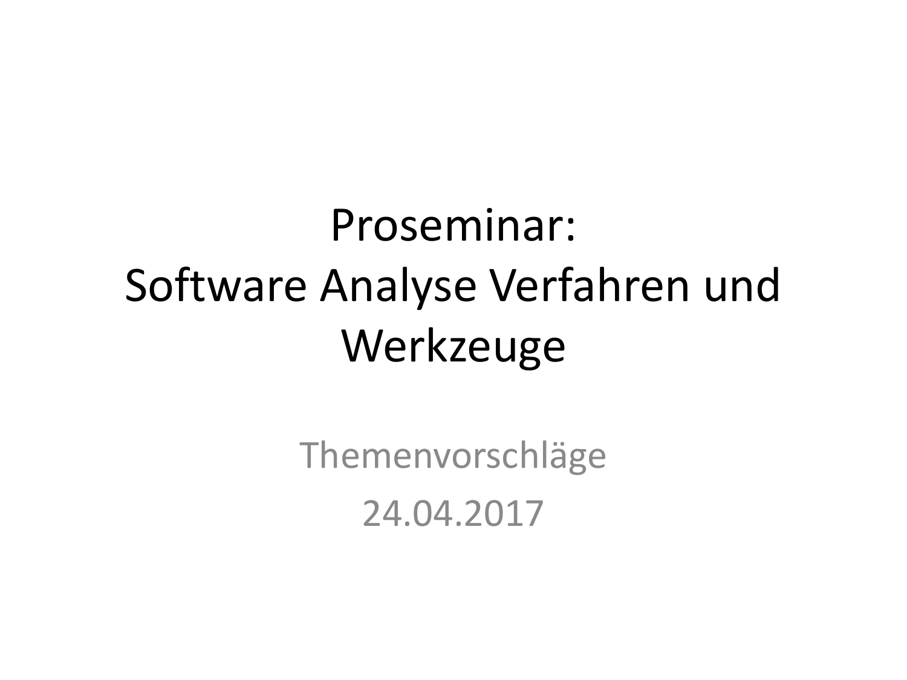# Proseminar: Software Analyse Verfahren und Werkzeuge

Themenvorschläge

24.04.2017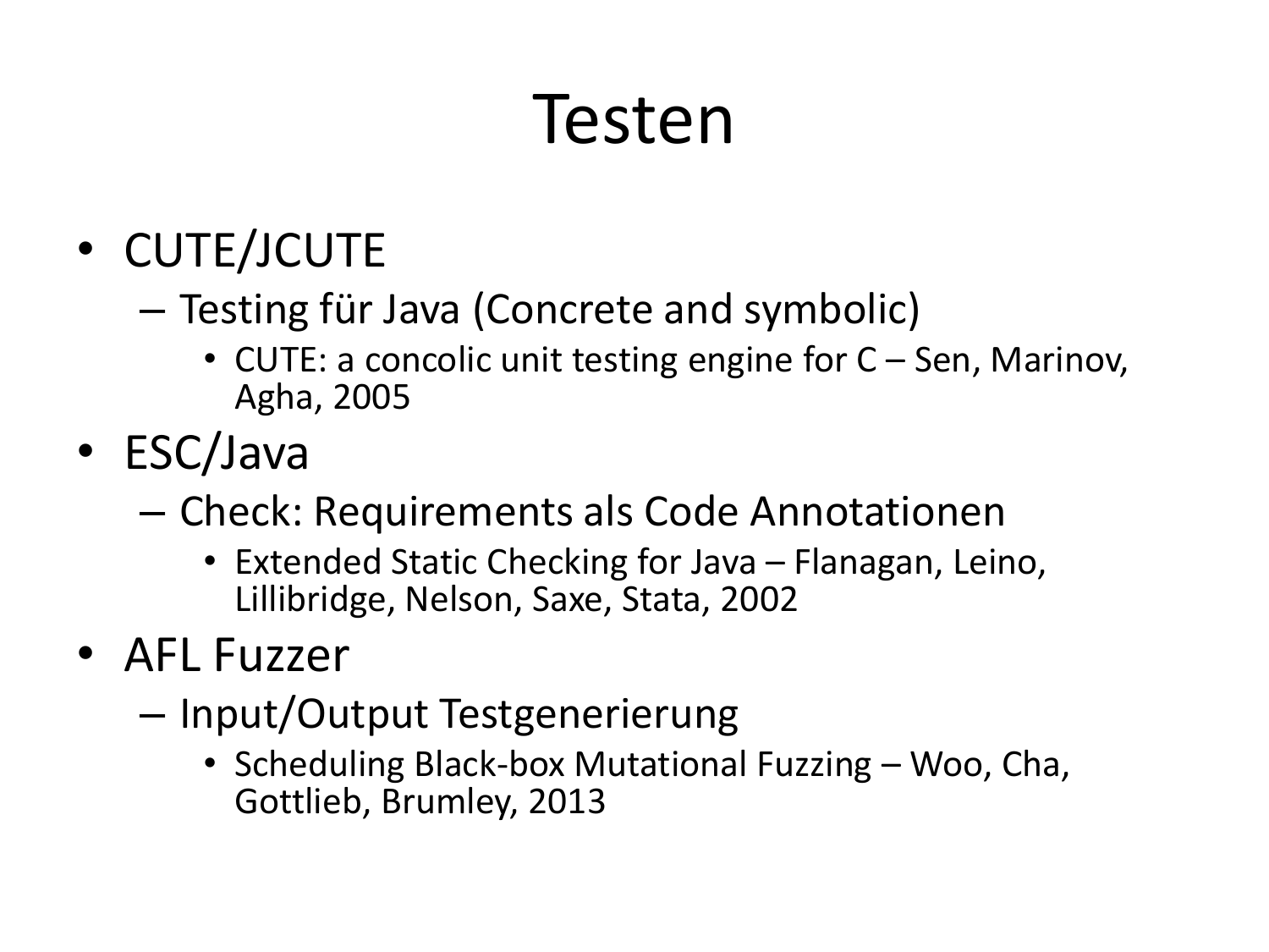# Testen

- CUTE/JCUTE
  - Testing für Java (Concrete and symbolic)
    - CUTE: a concolic unit testing engine for C – Sen, Marinov, Agha, 2005
- ESC/Java
  - Check: Requirements als Code Annotationen
    - Extended Static Checking for Java – Flanagan, Leino, Lillibridge, Nelson, Saxe, Stata, 2002
- AFL Fuzzer
  - Input/Output Testgenerierung
    - Scheduling Black-box Mutational Fuzzing – Woo, Cha, Gottlieb, Brumley, 2013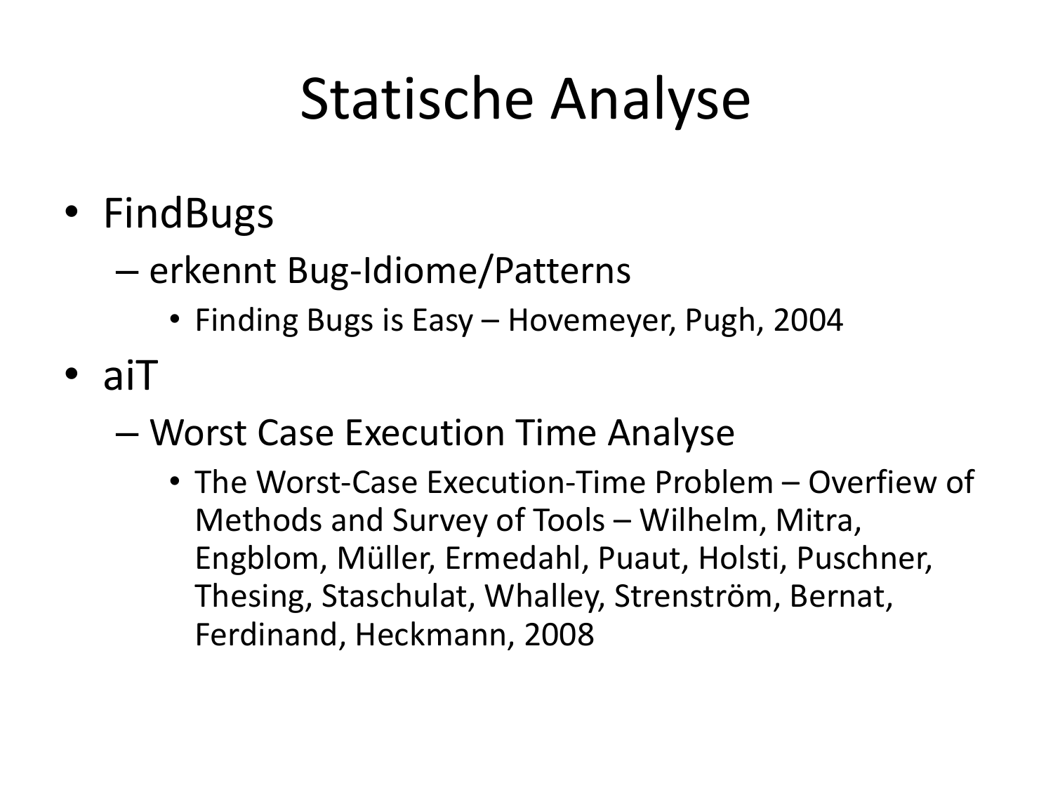# Statische Analyse

- FindBugs
  - erkennt Bug-Idiome/Patterns
    - Finding Bugs is Easy – Hovemeyer, Pugh, 2004
- aiT
  - Worst Case Execution Time Analyse
    - The Worst-Case Execution-Time Problem – Overfiew of Methods and Survey of Tools – Wilhelm, Mitra, Engblom, Müller, Ermedahl, Puaut, Holsti, Puschner, Thesing, Staschulat, Whalley, Strenström, Bernat, Ferdinand, Heckmann, 2008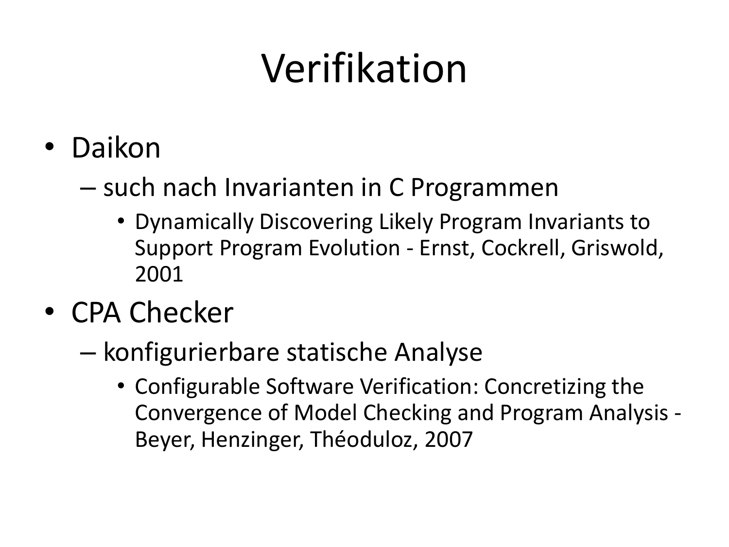# Verifikation

- Daikon
  - such nach Invarianten in C Programmen
    - Dynamically Discovering Likely Program Invariants to Support Program Evolution - Ernst, Cockrell, Griswold, 2001
- CPA Checker
  - konfigurierbare statische Analyse
    - Configurable Software Verification: Concretizing the Convergence of Model Checking and Program Analysis - Beyer, Henzinger, Théoduloz, 2007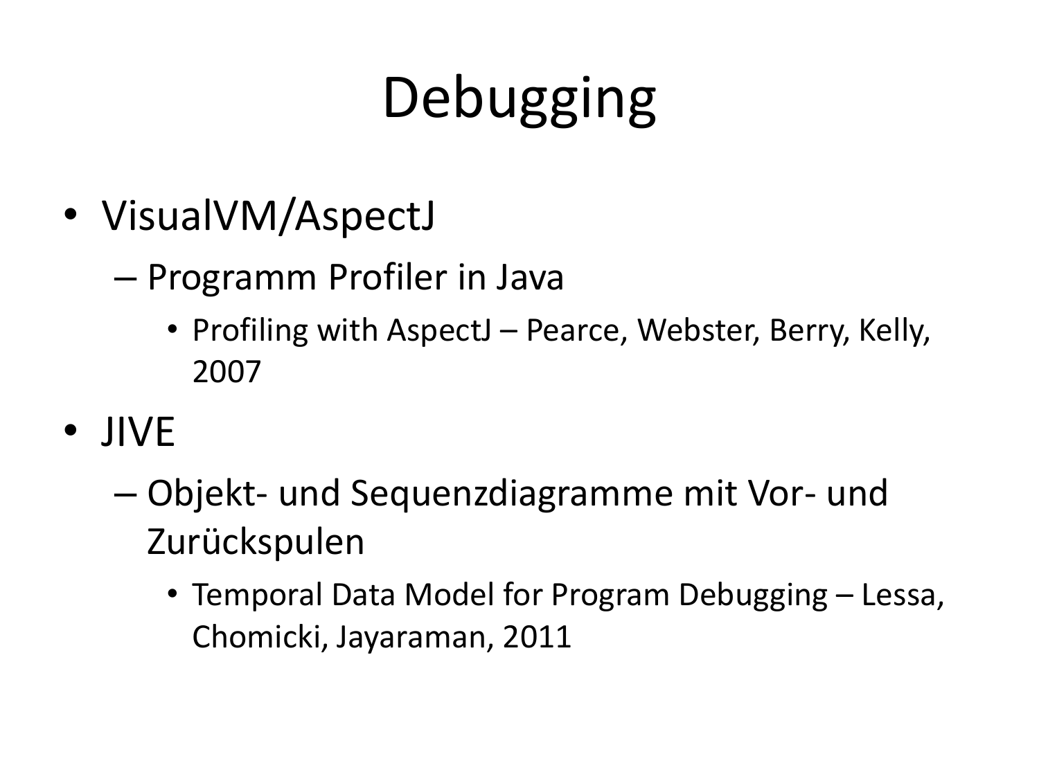# Debugging

- VisualVM/AspectJ
  - Programm Profiler in Java
    - Profiling with AspectJ – Pearce, Webster, Berry, Kelly, 2007
- JIVE
  - Objekt- und Sequenzdiagramme mit Vor- und Zurückspulen
    - Temporal Data Model for Program Debugging – Lessa, Chomicki, Jayaraman, 2011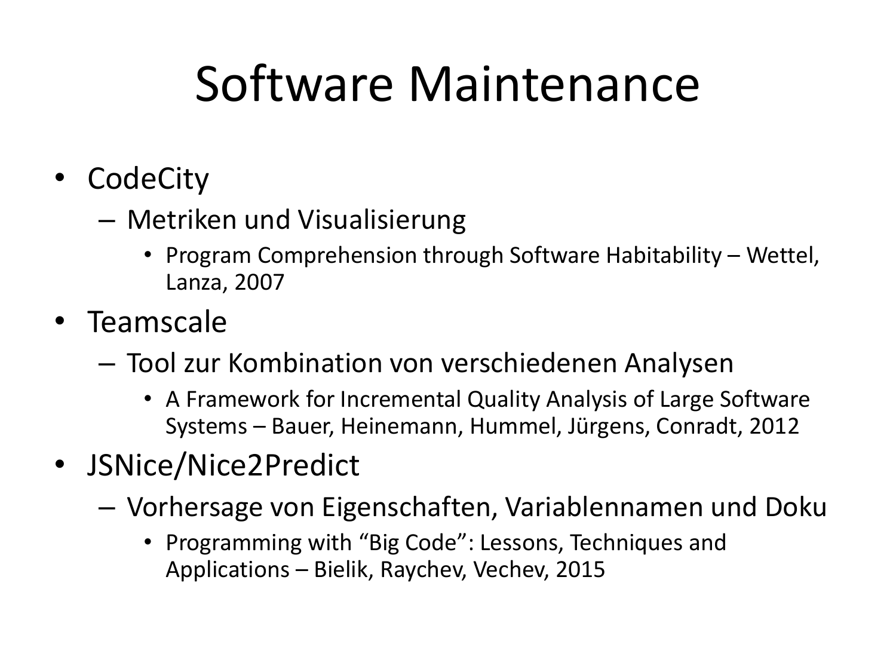# Software Maintenance

- CodeCity
  - Metriken und Visualisierung
    - Program Comprehension through Software Habitability – Wettel, Lanza, 2007
- Teamscale
  - Tool zur Kombination von verschiedenen Analysen
    - A Framework for Incremental Quality Analysis of Large Software Systems – Bauer, Heinemann, Hummel, Jürgens, Conradt, 2012
- JSNice/Nice2Predict
  - Vorhersage von Eigenschaften, Variablennamen und Doku
    - Programming with "Big Code": Lessons, Techniques and Applications – Bielik, Raychev, Vechev, 2015